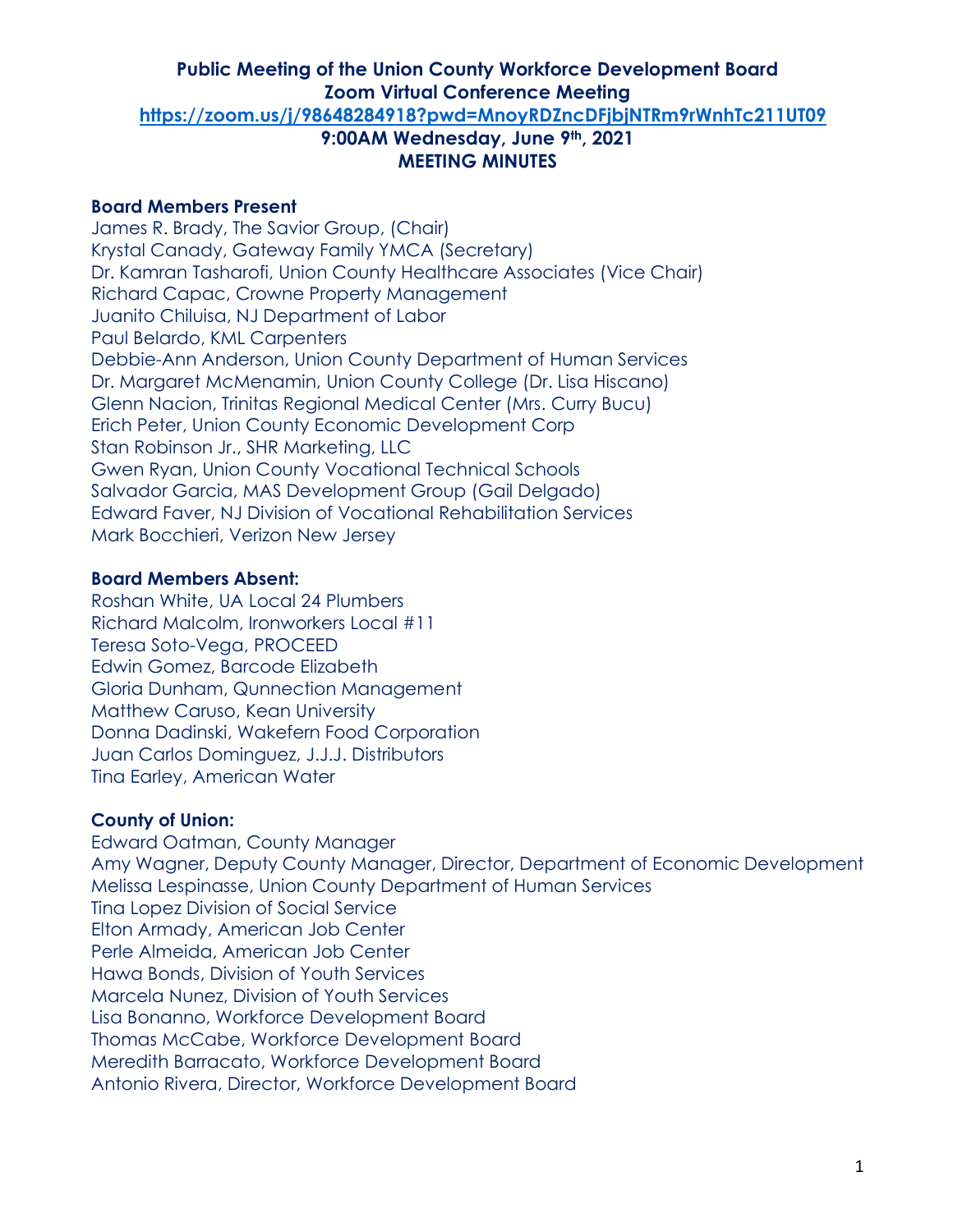# Public Meeting of the Union County Workforce Development Board

## Zoom Virtual Conference Meeting

[https://zoom.us/j/98648284918?pwd=MnoyRDZncDFjbjNTRm9rWnhTc211UT09](https://zoom.us/j/98648284918?pwd=MnoyRDZncDFjbjNTRm9rWnhTc211UT09)

**9:00AM Wednesday, June 9th, 2021**

**MEETING MINUTES**

### Board Members Present

James R. Brady, The Savior Group, (Chair)
Krystal Canady, Gateway Family YMCA (Secretary)
Dr. Kamran Tasharofi, Union County Healthcare Associates (Vice Chair)
Richard Capac, Crowne Property Management
Juanito Chiluisa, NJ Department of Labor
Paul Belardo, KML Carpenters
Debbie-Ann Anderson, Union County Department of Human Services
Dr. Margaret McMenamin, Union County College (Dr. Lisa Hiscano)
Glenn Nacion, Trinitas Regional Medical Center (Mrs. Curry Bucu)
Erich Peter, Union County Economic Development Corp
Stan Robinson Jr., SHR Marketing, LLC
Gwen Ryan, Union County Vocational Technical Schools
Salvador Garcia, MAS Development Group (Gail Delgado)
Edward Faver, NJ Division of Vocational Rehabilitation Services
Mark Bocchieri, Verizon New Jersey

### Board Members Absent:

Roshan White, UA Local 24 Plumbers
Richard Malcolm, Ironworkers Local #11
Teresa Soto-Vega, PROCEED
Edwin Gomez, Barcode Elizabeth
Gloria Dunham, Qunnection Management
Matthew Caruso, Kean University
Donna Dadinski, Wakefern Food Corporation
Juan Carlos Dominguez, J.J.J. Distributors
Tina Earley, American Water

### County of Union:

Edward Oatman, County Manager
Amy Wagner, Deputy County Manager, Director, Department of Economic Development
Melissa Lespinasse, Union County Department of Human Services
Tina Lopez Division of Social Service
Elton Armady, American Job Center
Perle Almeida, American Job Center
Hawa Bonds, Division of Youth Services
Marcela Nunez, Division of Youth Services
Lisa Bonanno, Workforce Development Board
Thomas McCabe, Workforce Development Board
Meredith Barracato, Workforce Development Board
Antonio Rivera, Director, Workforce Development Board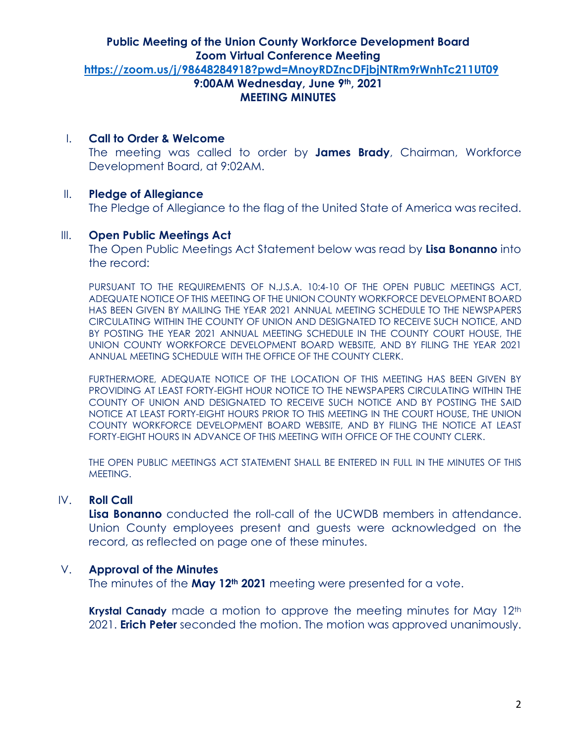# Public Meeting of the Union County Workforce Development Board
## Zoom Virtual Conference Meeting
**https://zoom.us/j/98648284918?pwd=MnoyRDZncDFjbjNTRm9rWnhTc211UT09**

**9:00AM Wednesday, June 9th, 2021**

**MEETING MINUTES**

I. **Call to Order & Welcome**

The meeting was called to order by **James Brady**, Chairman, Workforce Development Board, at 9:02AM.

II. **Pledge of Allegiance**

The Pledge of Allegiance to the flag of the United State of America was recited.

III. **Open Public Meetings Act**

The Open Public Meetings Act Statement below was read by **Lisa Bonanno** into the record:

PURSUANT TO THE REQUIREMENTS OF N.J.S.A. 10:4-10 OF THE OPEN PUBLIC MEETINGS ACT, ADEQUATE NOTICE OF THIS MEETING OF THE UNION COUNTY WORKFORCE DEVELOPMENT BOARD HAS BEEN GIVEN BY MAILING THE YEAR 2021 ANNUAL MEETING SCHEDULE TO THE NEWSPAPERS CIRCULATING WITHIN THE COUNTY OF UNION AND DESIGNATED TO RECEIVE SUCH NOTICE, AND BY POSTING THE YEAR 2021 ANNUAL MEETING SCHEDULE IN THE COUNTY COURT HOUSE, THE UNION COUNTY WORKFORCE DEVELOPMENT BOARD WEBSITE, AND BY FILING THE YEAR 2021 ANNUAL MEETING SCHEDULE WITH THE OFFICE OF THE COUNTY CLERK.

FURTHERMORE, ADEQUATE NOTICE OF THE LOCATION OF THIS MEETING HAS BEEN GIVEN BY PROVIDING AT LEAST FORTY-EIGHT HOUR NOTICE TO THE NEWSPAPERS CIRCULATING WITHIN THE COUNTY OF UNION AND DESIGNATED TO RECEIVE SUCH NOTICE AND BY POSTING THE SAID NOTICE AT LEAST FORTY-EIGHT HOURS PRIOR TO THIS MEETING IN THE COURT HOUSE, THE UNION COUNTY WORKFORCE DEVELOPMENT BOARD WEBSITE, AND BY FILING THE NOTICE AT LEAST FORTY-EIGHT HOURS IN ADVANCE OF THIS MEETING WITH OFFICE OF THE COUNTY CLERK.

THE OPEN PUBLIC MEETINGS ACT STATEMENT SHALL BE ENTERED IN FULL IN THE MINUTES OF THIS MEETING.

IV. **Roll Call**

**Lisa Bonanno** conducted the roll-call of the UCWDB members in attendance. Union County employees present and guests were acknowledged on the record, as reflected on page one of these minutes.

V. **Approval of the Minutes**

The minutes of the **May 12th 2021** meeting were presented for a vote.

**Krystal Canady** made a motion to approve the meeting minutes for May 12th 2021. **Erich Peter** seconded the motion. The motion was approved unanimously.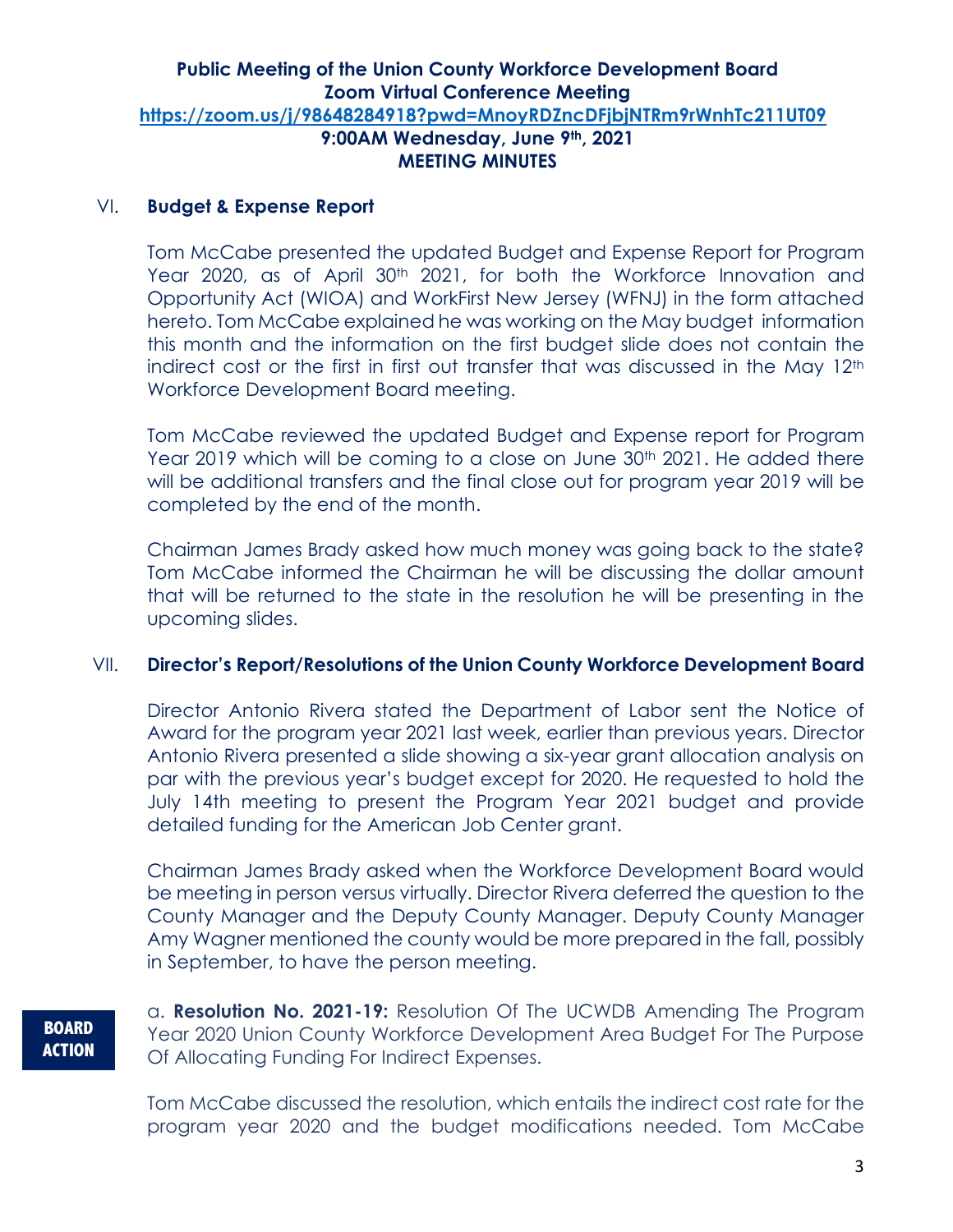**Public Meeting of the Union County Workforce Development Board**
**Zoom Virtual Conference Meeting**
**https://zoom.us/j/98648284918?pwd=MnoyRDZncDFjbjNTRm9rWnhTc211UT09**
**9:00AM Wednesday, June 9th, 2021**
**MEETING MINUTES**

## VI. Budget & Expense Report

Tom McCabe presented the updated Budget and Expense Report for Program Year 2020, as of April 30th 2021, for both the Workforce Innovation and Opportunity Act (WIOA) and WorkFirst New Jersey (WFNJ) in the form attached hereto. Tom McCabe explained he was working on the May budget information this month and the information on the first budget slide does not contain the indirect cost or the first in first out transfer that was discussed in the May 12th Workforce Development Board meeting.

Tom McCabe reviewed the updated Budget and Expense report for Program Year 2019 which will be coming to a close on June 30th 2021. He added there will be additional transfers and the final close out for program year 2019 will be completed by the end of the month.

Chairman James Brady asked how much money was going back to the state? Tom McCabe informed the Chairman he will be discussing the dollar amount that will be returned to the state in the resolution he will be presenting in the upcoming slides.

## VII. Director's Report/Resolutions of the Union County Workforce Development Board

Director Antonio Rivera stated the Department of Labor sent the Notice of Award for the program year 2021 last week, earlier than previous years. Director Antonio Rivera presented a slide showing a six-year grant allocation analysis on par with the previous year's budget except for 2020. He requested to hold the July 14th meeting to present the Program Year 2021 budget and provide detailed funding for the American Job Center grant.

Chairman James Brady asked when the Workforce Development Board would be meeting in person versus virtually. Director Rivera deferred the question to the County Manager and the Deputy County Manager. Deputy County Manager Amy Wagner mentioned the county would be more prepared in the fall, possibly in September, to have the person meeting.

**BOARD ACTION**

a. **Resolution No. 2021-19:** Resolution Of The UCWDB Amending The Program Year 2020 Union County Workforce Development Area Budget For The Purpose Of Allocating Funding For Indirect Expenses.

Tom McCabe discussed the resolution, which entails the indirect cost rate for the program year 2020 and the budget modifications needed. Tom McCabe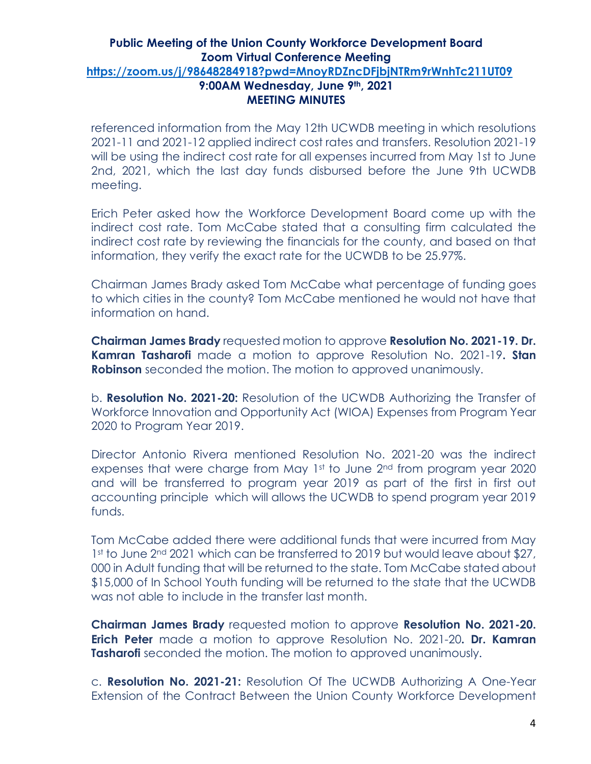referenced information from the May 12th UCWDB meeting in which resolutions 2021-11 and 2021-12 applied indirect cost rates and transfers. Resolution 2021-19 will be using the indirect cost rate for all expenses incurred from May 1st to June 2nd, 2021, which the last day funds disbursed before the June 9th UCWDB meeting.

Erich Peter asked how the Workforce Development Board come up with the indirect cost rate. Tom McCabe stated that a consulting firm calculated the indirect cost rate by reviewing the financials for the county, and based on that information, they verify the exact rate for the UCWDB to be 25.97%.

Chairman James Brady asked Tom McCabe what percentage of funding goes to which cities in the county? Tom McCabe mentioned he would not have that information on hand.

**Chairman James Brady** requested motion to approve **Resolution No. 2021-19. Dr. Kamran Tasharofi** made a motion to approve Resolution No. 2021-19**. Stan Robinson** seconded the motion. The motion to approved unanimously.

b. **Resolution No. 2021-20:** Resolution of the UCWDB Authorizing the Transfer of Workforce Innovation and Opportunity Act (WIOA) Expenses from Program Year 2020 to Program Year 2019.

Director Antonio Rivera mentioned Resolution No. 2021-20 was the indirect expenses that were charge from May 1st to June 2nd from program year 2020 and will be transferred to program year 2019 as part of the first in first out accounting principle which will allows the UCWDB to spend program year 2019 funds.

Tom McCabe added there were additional funds that were incurred from May 1st to June 2nd 2021 which can be transferred to 2019 but would leave about $27, 000 in Adult funding that will be returned to the state. Tom McCabe stated about $15,000 of In School Youth funding will be returned to the state that the UCWDB was not able to include in the transfer last month.

**Chairman James Brady** requested motion to approve **Resolution No. 2021-20. Erich Peter** made a motion to approve Resolution No. 2021-20**. Dr. Kamran Tasharofi** seconded the motion. The motion to approved unanimously.

c. **Resolution No. 2021-21:** Resolution Of The UCWDB Authorizing A One-Year Extension of the Contract Between the Union County Workforce Development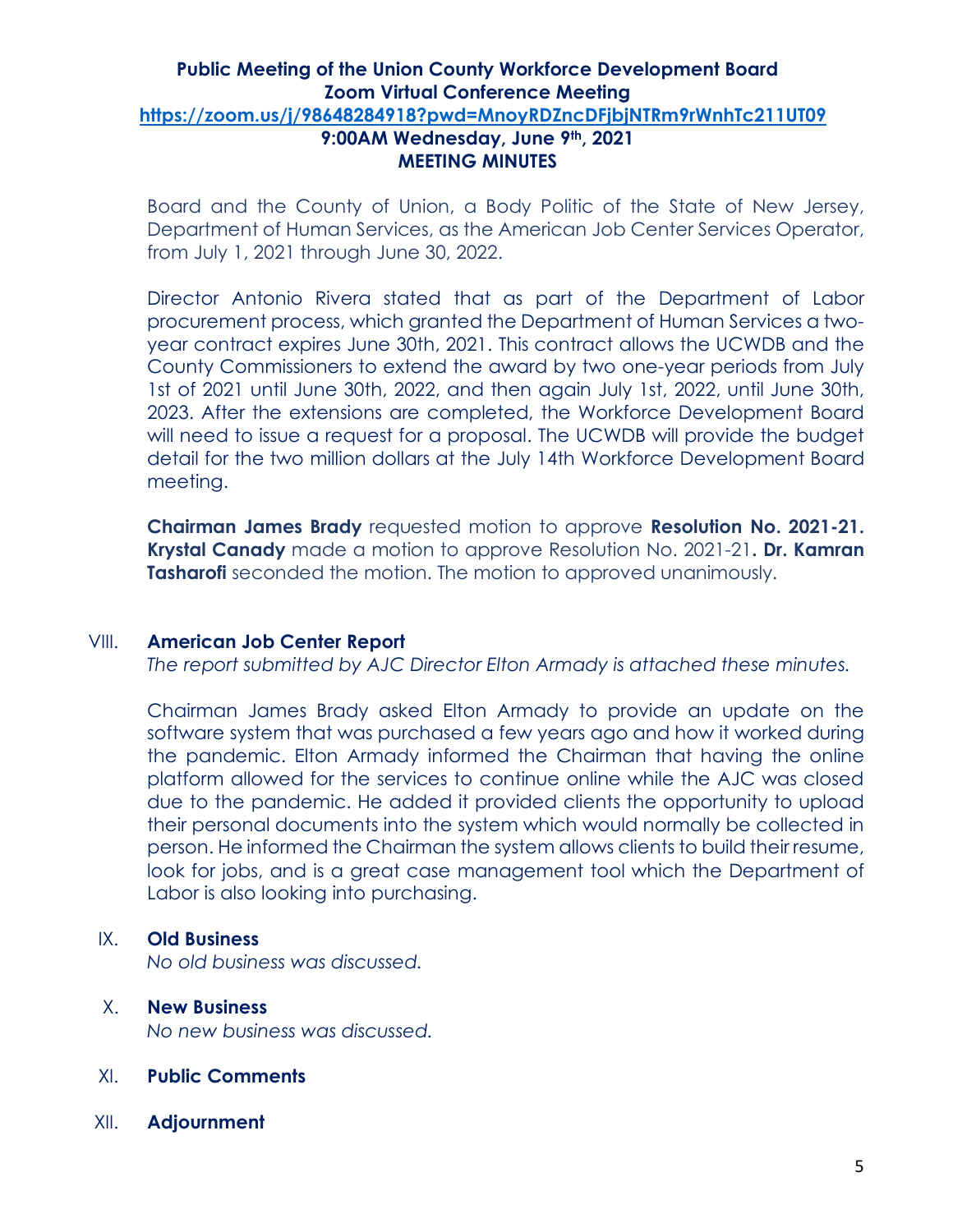**Public Meeting of the Union County Workforce Development Board**
**Zoom Virtual Conference Meeting**
**https://zoom.us/j/98648284918?pwd=MnoyRDZncDFjbjNTRm9rWnhTc211UT09**
**9:00AM Wednesday, June 9th, 2021**
**MEETING MINUTES**

Board and the County of Union, a Body Politic of the State of New Jersey, Department of Human Services, as the American Job Center Services Operator, from July 1, 2021 through June 30, 2022.

Director Antonio Rivera stated that as part of the Department of Labor procurement process, which granted the Department of Human Services a two-year contract expires June 30th, 2021. This contract allows the UCWDB and the County Commissioners to extend the award by two one-year periods from July 1st of 2021 until June 30th, 2022, and then again July 1st, 2022, until June 30th, 2023. After the extensions are completed, the Workforce Development Board will need to issue a request for a proposal. The UCWDB will provide the budget detail for the two million dollars at the July 14th Workforce Development Board meeting.

**Chairman James Brady** requested motion to approve **Resolution No. 2021-21. Krystal Canady** made a motion to approve Resolution No. 2021-21**. Dr. Kamran Tasharofi** seconded the motion. The motion to approved unanimously.

## VIII. American Job Center Report

*The report submitted by AJC Director Elton Armady is attached these minutes.*

Chairman James Brady asked Elton Armady to provide an update on the software system that was purchased a few years ago and how it worked during the pandemic. Elton Armady informed the Chairman that having the online platform allowed for the services to continue online while the AJC was closed due to the pandemic. He added it provided clients the opportunity to upload their personal documents into the system which would normally be collected in person. He informed the Chairman the system allows clients to build their resume, look for jobs, and is a great case management tool which the Department of Labor is also looking into purchasing.

## IX. Old Business

*No old business was discussed.*

## X. New Business

*No new business was discussed.*

## XI. Public Comments

## XII. Adjournment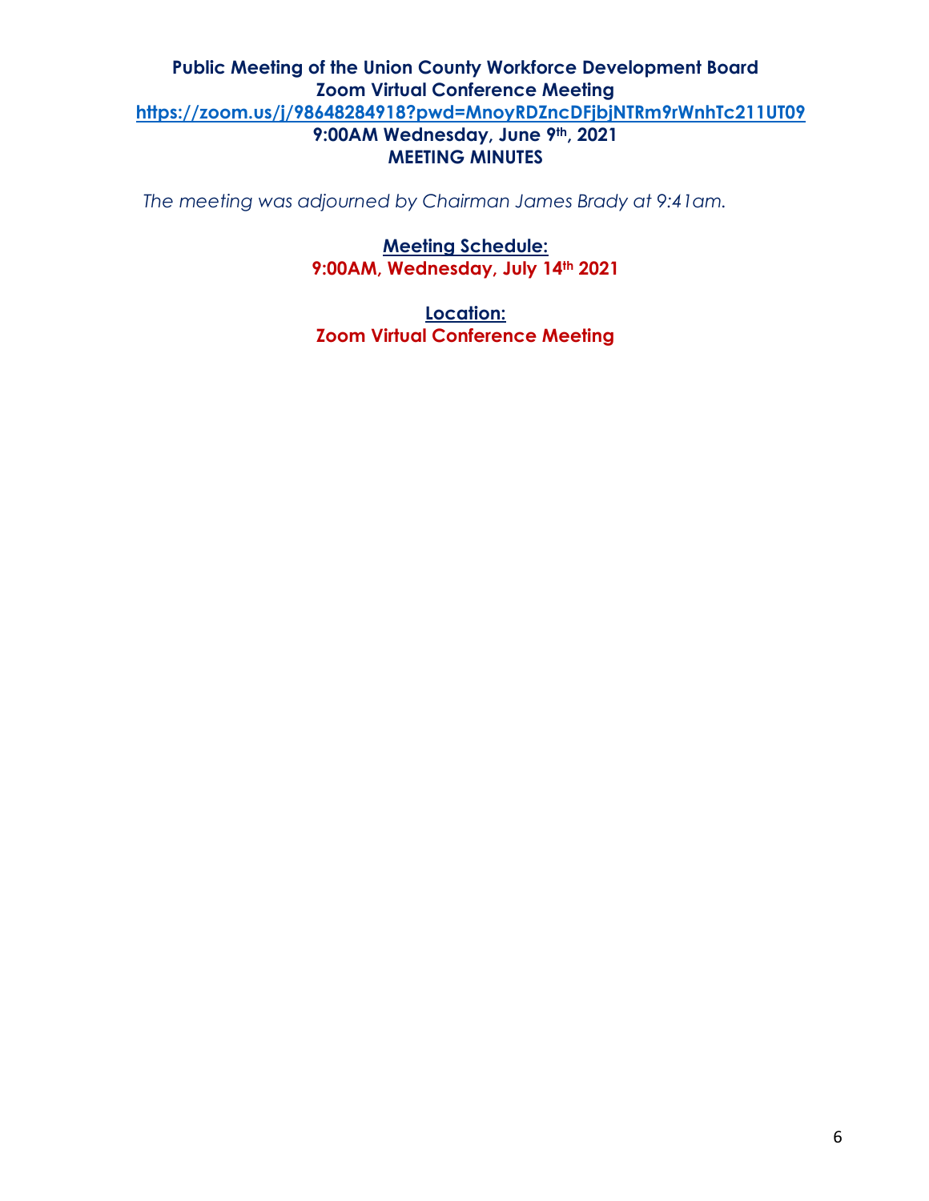**Public Meeting of the Union County Workforce Development Board**
**Zoom Virtual Conference Meeting**
**https://zoom.us/j/98648284918?pwd=MnoyRDZncDFjbjNTRm9rWnhTc211UT09**
**9:00AM Wednesday, June 9th, 2021**
**MEETING MINUTES**

*The meeting was adjourned by Chairman James Brady at 9:41am.*

**Meeting Schedule:**
**9:00AM, Wednesday, July 14th 2021**

**Location:**
**Zoom Virtual Conference Meeting**